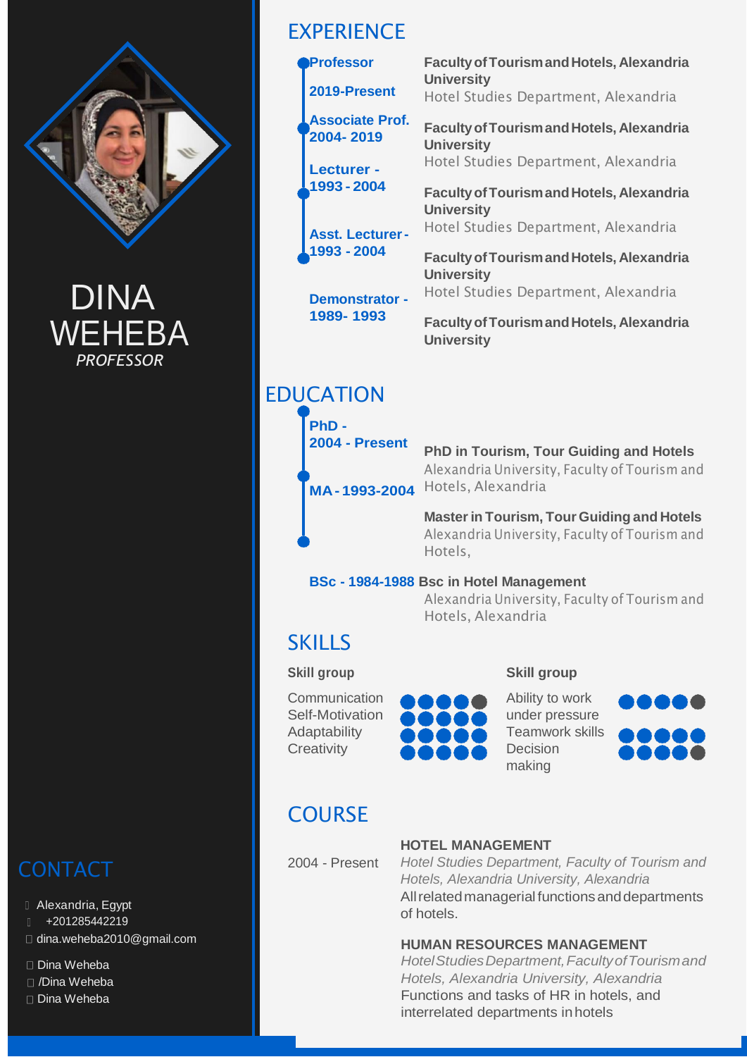# DINA WEHEBA

*PROFESSOR*

## CONTACT

- Alexandria, Egypt
- +201285442219
- dina.weheba2010@gmail.com
- Dina Weheba
- /Dina Weheba
- Dina Weheba

## EXPERIENCE

**Professor**
**2019-Present**
**Faculty of Tourism and Hotels, Alexandria University**
Hotel Studies Department, Alexandria

**Associate Prof.**
**2004- 2019**
**Faculty of Tourism and Hotels, Alexandria University**
Hotel Studies Department, Alexandria

**Lecturer -**
**1993 - 2004**
**Faculty of Tourism and Hotels, Alexandria University**
Hotel Studies Department, Alexandria

**Asst. Lecturer -**
**1993 - 2004**
**Faculty of Tourism and Hotels, Alexandria University**
Hotel Studies Department, Alexandria

**Demonstrator -**
**1989- 1993**
**Faculty of Tourism and Hotels, Alexandria University**

## EDUCATION

**PhD -**
**2004 - Present**
**PhD in Tourism, Tour Guiding and Hotels**
Alexandria University, Faculty of Tourism and Hotels, Alexandria

**MA - 1993-2004**
**Master in Tourism, Tour Guiding and Hotels**
Alexandria University, Faculty of Tourism and Hotels,

**BSc - 1984-1988** **Bsc in Hotel Management**
Alexandria University, Faculty of Tourism and Hotels, Alexandria

## SKILLS

**Skill group**

- Communication
- Self-Motivation
- Adaptability
- Creativity

**Skill group**

- Ability to work under pressure
- Teamwork skills
- Decision making

## COURSE

2004 - Present

**HOTEL MANAGEMENT**
*Hotel Studies Department, Faculty of Tourism and Hotels, Alexandria University, Alexandria*
All related managerial functions and departments of hotels.

**HUMAN RESOURCES MANAGEMENT**
*Hotel Studies Department, Faculty of Tourism and Hotels, Alexandria University, Alexandria*
Functions and tasks of HR in hotels, and interrelated departments in hotels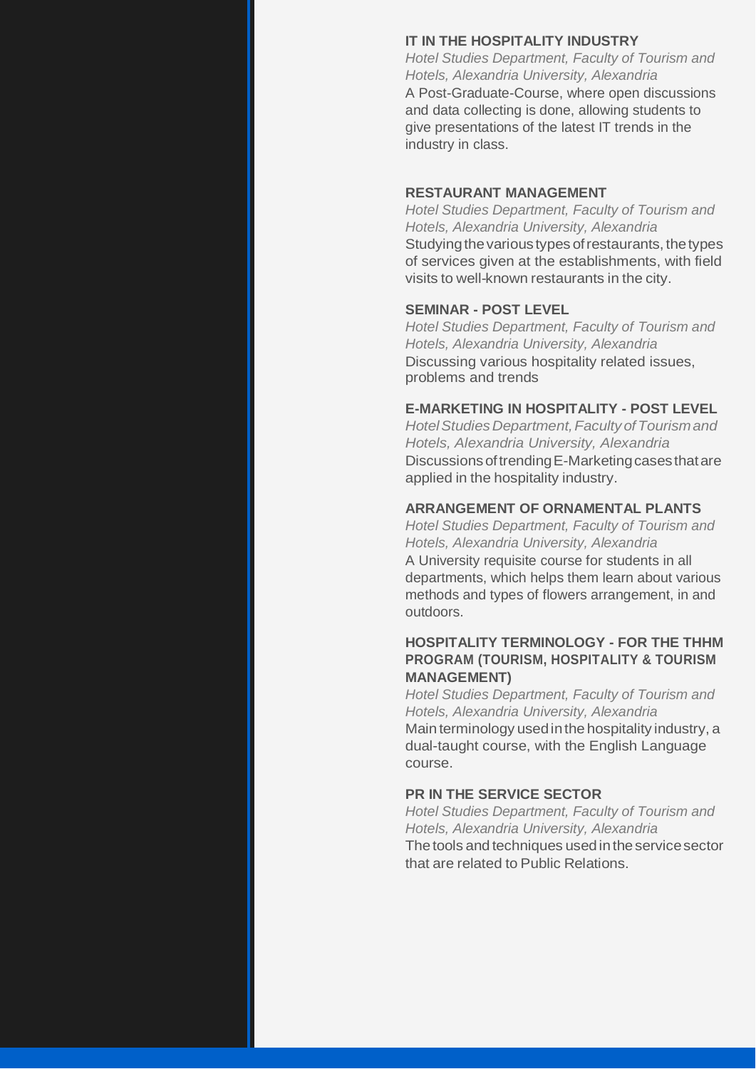### IT IN THE HOSPITALITY INDUSTRY

*Hotel Studies Department, Faculty of Tourism and Hotels, Alexandria University, Alexandria*

A Post-Graduate-Course, where open discussions and data collecting is done, allowing students to give presentations of the latest IT trends in the industry in class.

### RESTAURANT MANAGEMENT

*Hotel Studies Department, Faculty of Tourism and Hotels, Alexandria University, Alexandria*

Studying the various types of restaurants, the types of services given at the establishments, with field visits to well-known restaurants in the city.

### SEMINAR - POST LEVEL

*Hotel Studies Department, Faculty of Tourism and Hotels, Alexandria University, Alexandria*

Discussing various hospitality related issues, problems and trends

### E-MARKETING IN HOSPITALITY - POST LEVEL

*Hotel Studies Department, Faculty of Tourism and Hotels, Alexandria University, Alexandria*

Discussions of trending E-Marketing cases that are applied in the hospitality industry.

### ARRANGEMENT OF ORNAMENTAL PLANTS

*Hotel Studies Department, Faculty of Tourism and Hotels, Alexandria University, Alexandria*

A University requisite course for students in all departments, which helps them learn about various methods and types of flowers arrangement, in and outdoors.

### HOSPITALITY TERMINOLOGY - FOR THE THHM PROGRAM (TOURISM, HOSPITALITY & TOURISM MANAGEMENT)

*Hotel Studies Department, Faculty of Tourism and Hotels, Alexandria University, Alexandria*

Main terminology used in the hospitality industry, a dual-taught course, with the English Language course.

### PR IN THE SERVICE SECTOR

*Hotel Studies Department, Faculty of Tourism and Hotels, Alexandria University, Alexandria*

The tools and techniques used in the service sector that are related to Public Relations.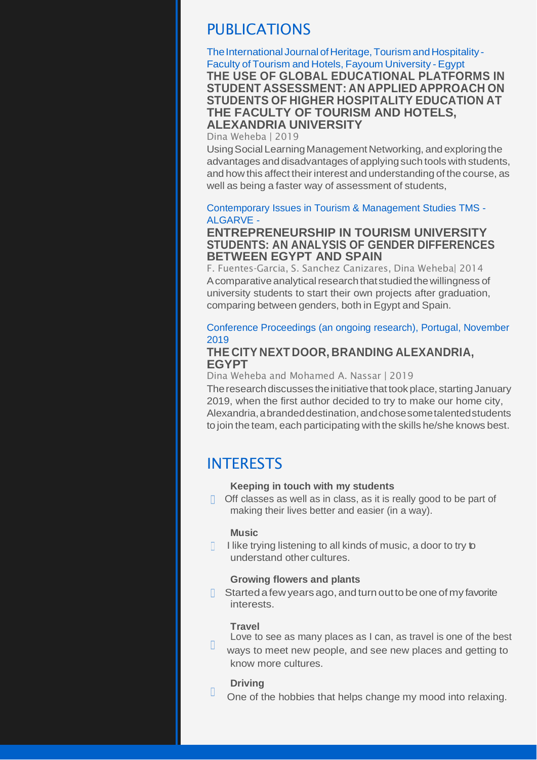## PUBLICATIONS

The International Journal of Heritage, Tourism and Hospitality - Faculty of Tourism and Hotels, Fayoum University - Egypt

**THE USE OF GLOBAL EDUCATIONAL PLATFORMS IN STUDENT ASSESSMENT: AN APPLIED APPROACH ON STUDENTS OF HIGHER HOSPITALITY EDUCATION AT THE FACULTY OF TOURISM AND HOTELS, ALEXANDRIA UNIVERSITY**

Dina Weheba | 2019

Using Social Learning Management Networking, and exploring the advantages and disadvantages of applying such tools with students, and how this affect their interest and understanding of the course, as well as being a faster way of assessment of students,

Contemporary Issues in Tourism & Management Studies TMS - ALGARVE -

**ENTREPRENEURSHIP IN TOURISM UNIVERSITY STUDENTS: AN ANALYSIS OF GENDER DIFFERENCES BETWEEN EGYPT AND SPAIN**

F. Fuentes-Garcia, S. Sanchez Canizares, Dina Weheba| 2014

A comparative analytical research that studied the willingness of university students to start their own projects after graduation, comparing between genders, both in Egypt and Spain.

Conference Proceedings (an ongoing research), Portugal, November 2019

**THE CITY NEXT DOOR, BRANDING ALEXANDRIA, EGYPT**

Dina Weheba and Mohamed A. Nassar | 2019

The research discusses the initiative that took place, starting January 2019, when the first author decided to try to make our home city, Alexandria, a branded destination, and chose some talented students to join the team, each participating with the skills he/she knows best.

## INTERESTS

**Keeping in touch with my students**

- Off classes as well as in class, as it is really good to be part of making their lives better and easier (in a way).

**Music**

- I like trying listening to all kinds of music, a door to try to understand other cultures.

**Growing flowers and plants**

- Started a few years ago, and turn out to be one of my favorite interests.

**Travel**

- Love to see as many places as I can, as travel is one of the best ways to meet new people, and see new places and getting to know more cultures.

**Driving**

- One of the hobbies that helps change my mood into relaxing.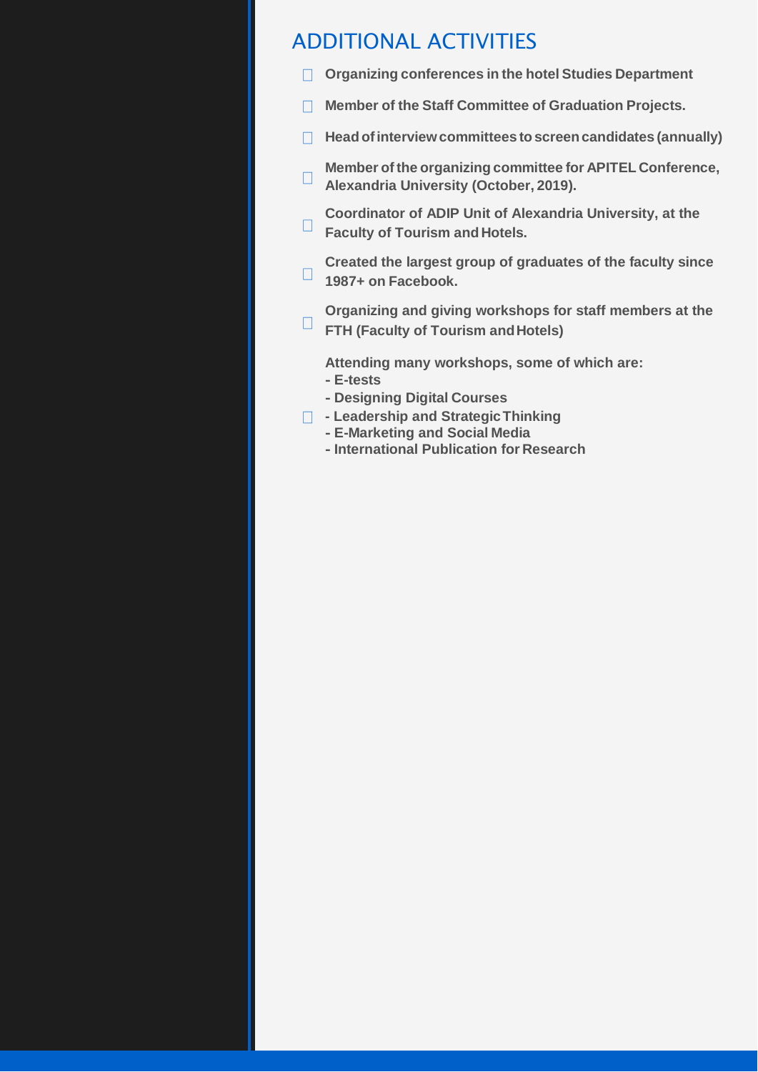## ADDITIONAL ACTIVITIES

- **Organizing conferences in the hotel Studies Department**
- **Member of the Staff Committee of Graduation Projects.**
- **Head of interview committees to screen candidates (annually)**
- **Member of the organizing committee for APITEL Conference, Alexandria University (October, 2019).**
- **Coordinator of ADIP Unit of Alexandria University, at the Faculty of Tourism and Hotels.**
- **Created the largest group of graduates of the faculty since 1987+ on Facebook.**
- **Organizing and giving workshops for staff members at the FTH (Faculty of Tourism and Hotels)**
- **Attending many workshops, some of which are:**
  **- E-tests**
  **- Designing Digital Courses**
  **- Leadership and Strategic Thinking**
  **- E-Marketing and Social Media**
  **- International Publication for Research**